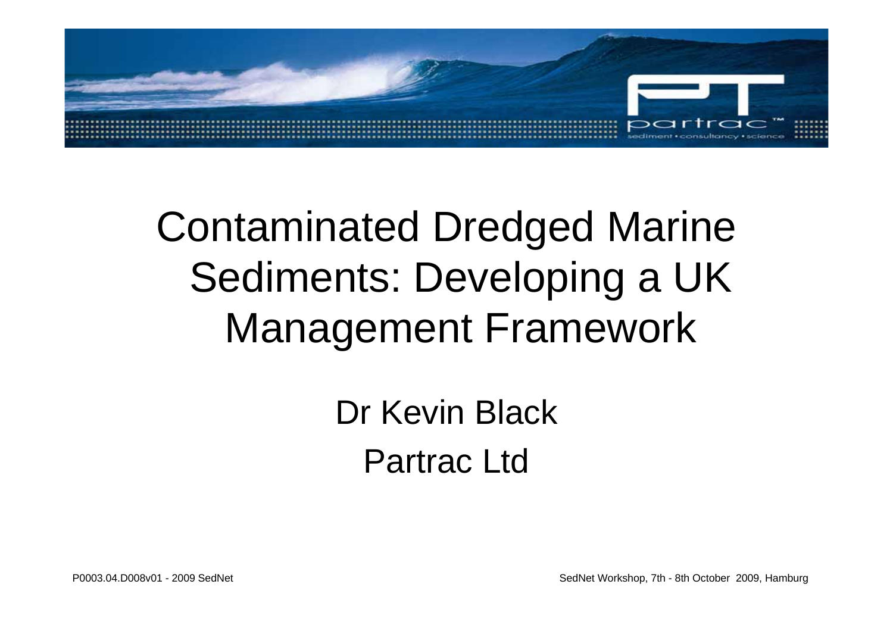# Contaminated Dredged Marine Sediments: Developing a UK Management Framework

Dr Kevin Black

Partrac Ltd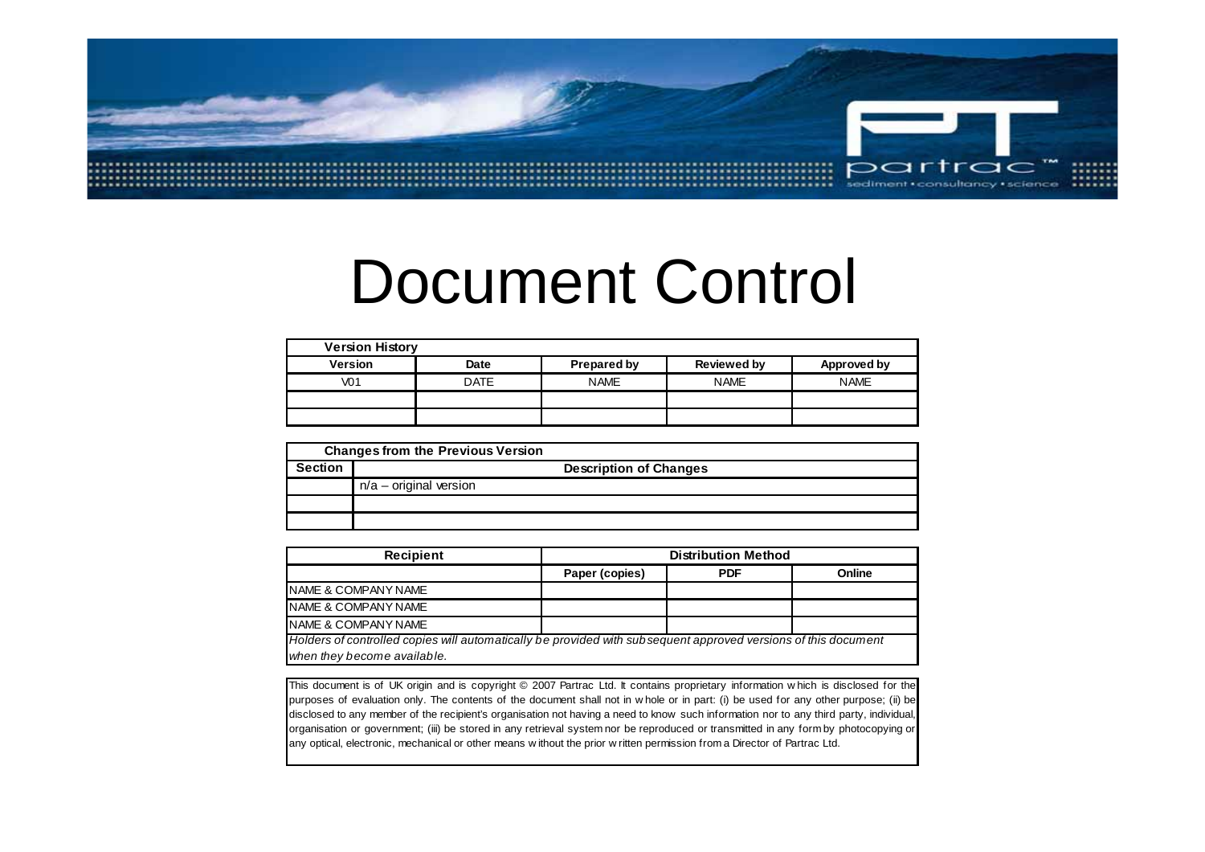# Document Control

| Version History | | | | |
|---|---|---|---|---|
| **Version** | **Date** | **Prepared by** | **Reviewed by** | **Approved by** |
| V01 | DATE | NAME | NAME | NAME |
| | | | | |
| | | | | |

| Changes from the Previous Version | |
|---|---|
| **Section** | **Description of Changes** |
| | n/a – original version |
| | |
| | |

| **Recipient** | **Distribution Method** | | |
|---|---|---|---|
| | **Paper (copies)** | **PDF** | **Online** |
| NAME & COMPANY NAME | | | |
| NAME & COMPANY NAME | | | |
| NAME & COMPANY NAME | | | |

*Holders of controlled copies will automatically be provided with subsequent approved versions of this document when they become available.*

This document is of UK origin and is copyright © 2007 Partrac Ltd. It contains proprietary information which is disclosed for the purposes of evaluation only. The contents of the document shall not in whole or in part: (i) be used for any other purpose; (ii) be disclosed to any member of the recipient's organisation not having a need to know such information nor to any third party, individual, organisation or government; (iii) be stored in any retrieval system nor be reproduced or transmitted in any form by photocopying or any optical, electronic, mechanical or other means without the prior written permission from a Director of Partrac Ltd.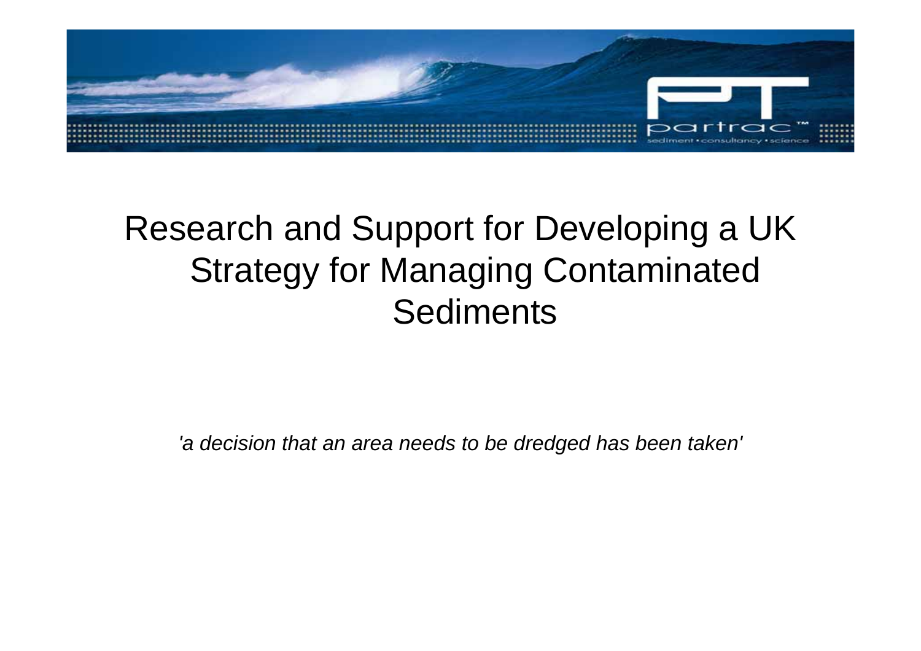# Research and Support for Developing a UK Strategy for Managing Contaminated Sediments

*'a decision that an area needs to be dredged has been taken'*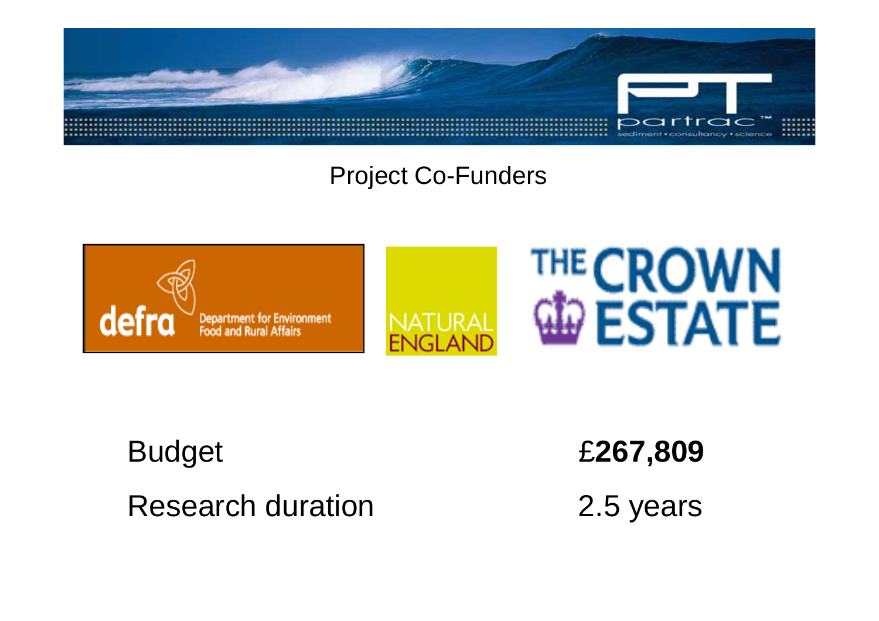Project Co-Funders

defra Department for Environment Food and Rural Affairs

NATURAL ENGLAND

THE CROWN ESTATE

| | |
|---|---|
| Budget | £**267,809** |
| Research duration | 2.5 years |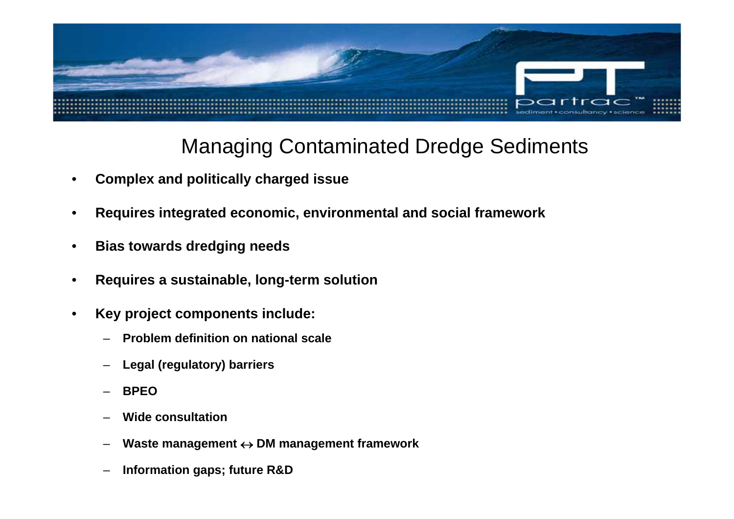# Managing Contaminated Dredge Sediments

- **Complex and politically charged issue**
- **Requires integrated economic, environmental and social framework**
- **Bias towards dredging needs**
- **Requires a sustainable, long-term solution**
- **Key project components include:**
  - **Problem definition on national scale**
  - **Legal (regulatory) barriers**
  - **BPEO**
  - **Wide consultation**
  - **Waste management ↔ DM management framework**
  - **Information gaps; future R&D**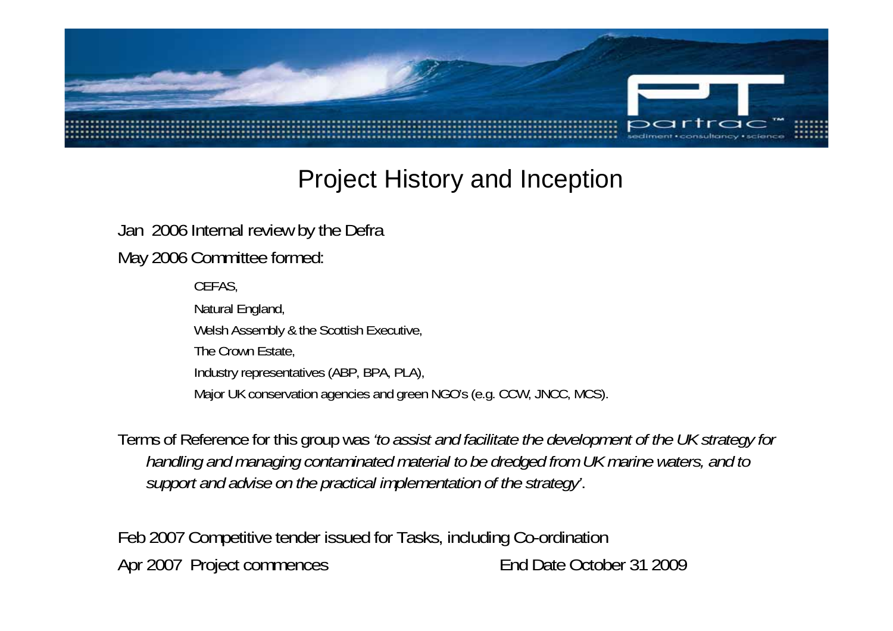# Project History and Inception

Jan 2006 Internal review by the Defra

May 2006 Committee formed:

- CEFAS,
- Natural England,
- Welsh Assembly & the Scottish Executive,
- The Crown Estate,
- Industry representatives (ABP, BPA, PLA),
- Major UK conservation agencies and green NGO's (e.g. CCW, JNCC, MCS).

Terms of Reference for this group was *'to assist and facilitate the development of the UK strategy for handling and managing contaminated material to be dredged from UK marine waters, and to support and advise on the practical implementation of the strategy'*.

Feb 2007 Competitive tender issued for Tasks, including Co-ordination

Apr 2007 Project commences End Date October 31 2009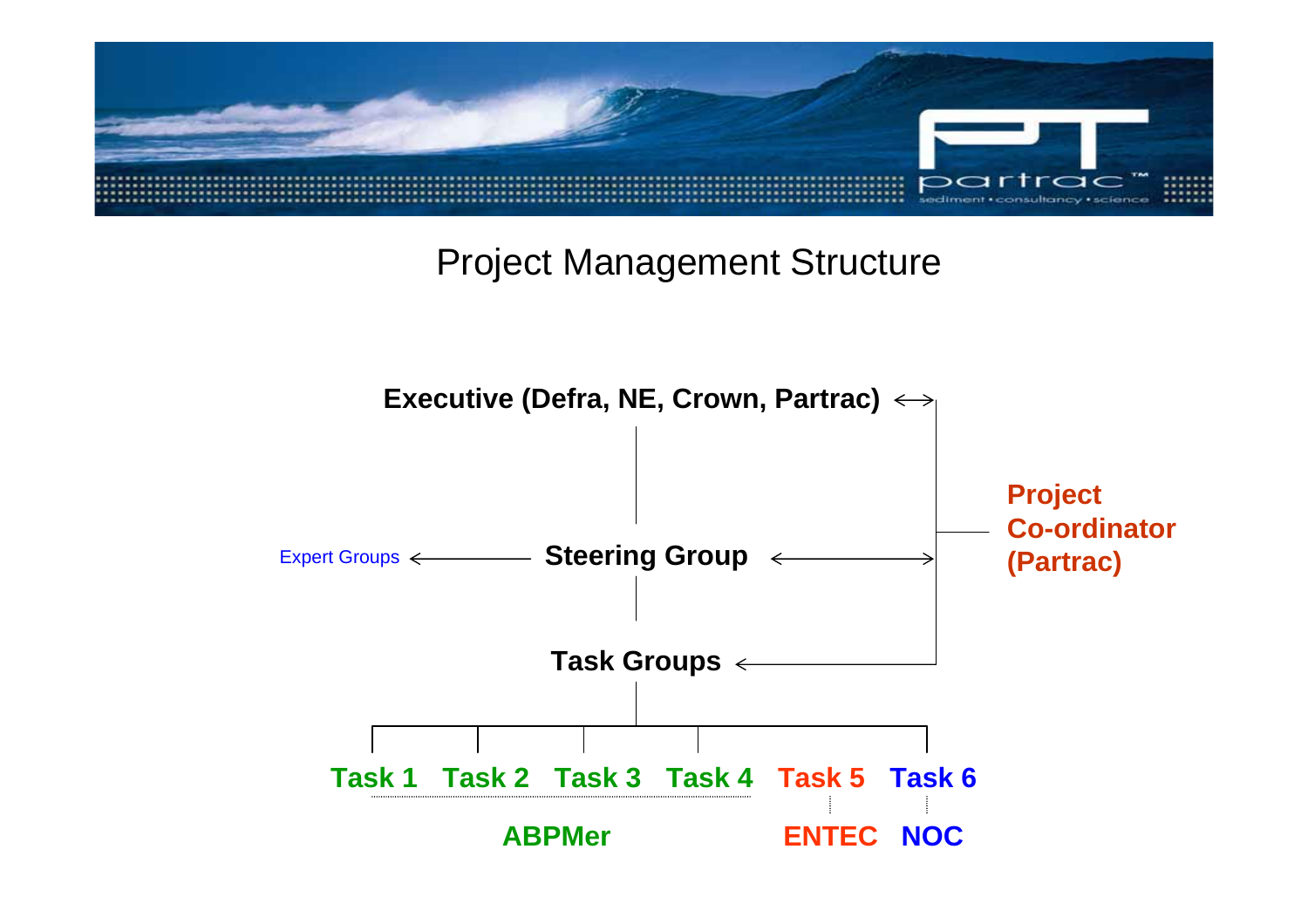# Project Management Structure

Executive (Defra, NE, Crown, Partrac)

Project Co-ordinator (Partrac)

Expert Groups

Steering Group

Task Groups

Task 1 Task 2 Task 3 Task 4 Task 5 Task 6

ABPMer ENTEC NOC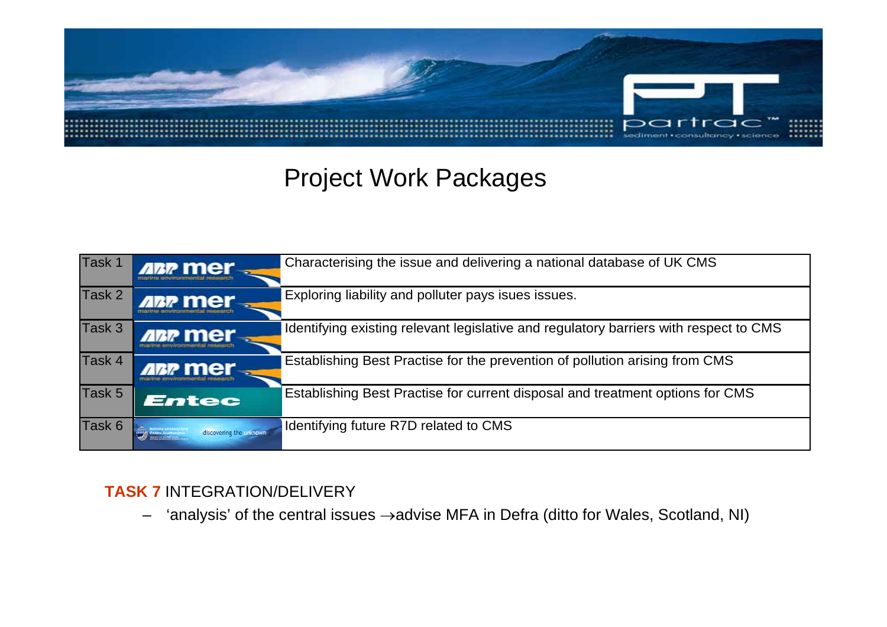# Project Work Packages

| | | |
|---|---|---|
| Task 1 | ABP mer | Characterising the issue and delivering a national database of UK CMS |
| Task 2 | ABP mer | Exploring liability and polluter pays isues issues. |
| Task 3 | ABP mer | Identifying existing relevant legislative and regulatory barriers with respect to CMS |
| Task 4 | ABP mer | Establishing Best Practise for the prevention of pollution arising from CMS |
| Task 5 | Entec | Establishing Best Practise for current disposal and treatment options for CMS |
| Task 6 | National Oceanography Centre, Southampton – discovering the unknown | Identifying future R7D related to CMS |

**TASK 7** INTEGRATION/DELIVERY

– ‘analysis’ of the central issues →advise MFA in Defra (ditto for Wales, Scotland, NI)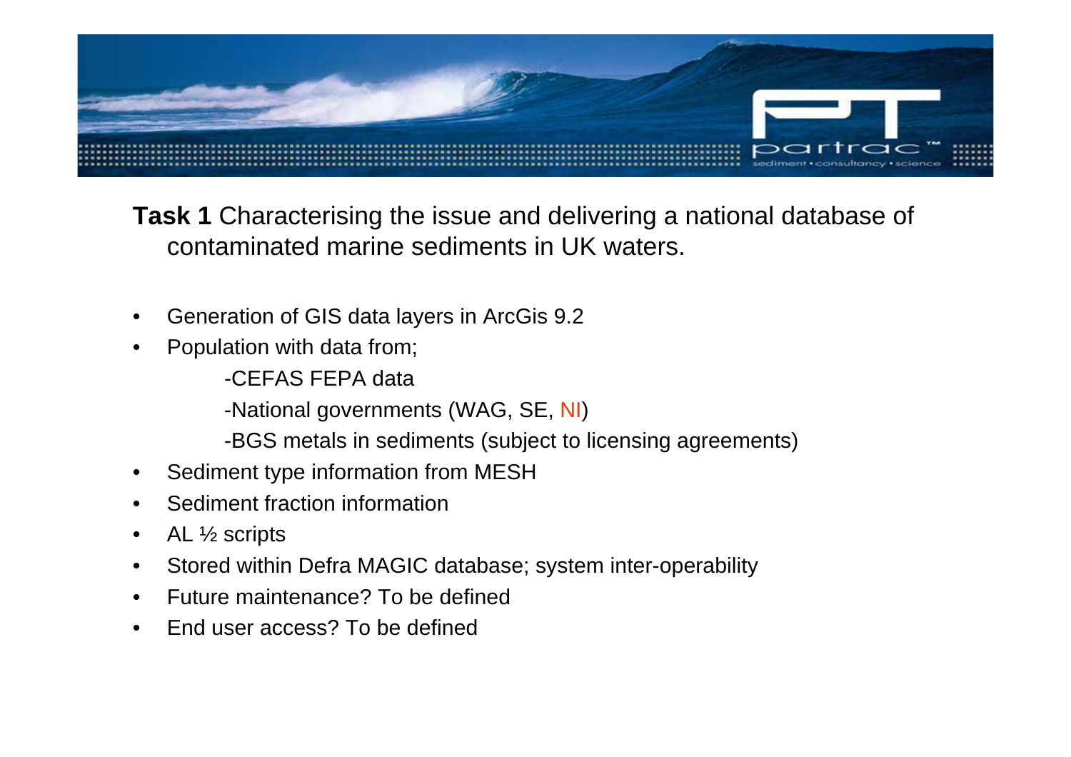**Task 1** Characterising the issue and delivering a national database of contaminated marine sediments in UK waters.

- Generation of GIS data layers in ArcGis 9.2
- Population with data from;
  - -CEFAS FEPA data
  - -National governments (WAG, SE, NI)
  - -BGS metals in sediments (subject to licensing agreements)
- Sediment type information from MESH
- Sediment fraction information
- AL ½ scripts
- Stored within Defra MAGIC database; system inter-operability
- Future maintenance? To be defined
- End user access? To be defined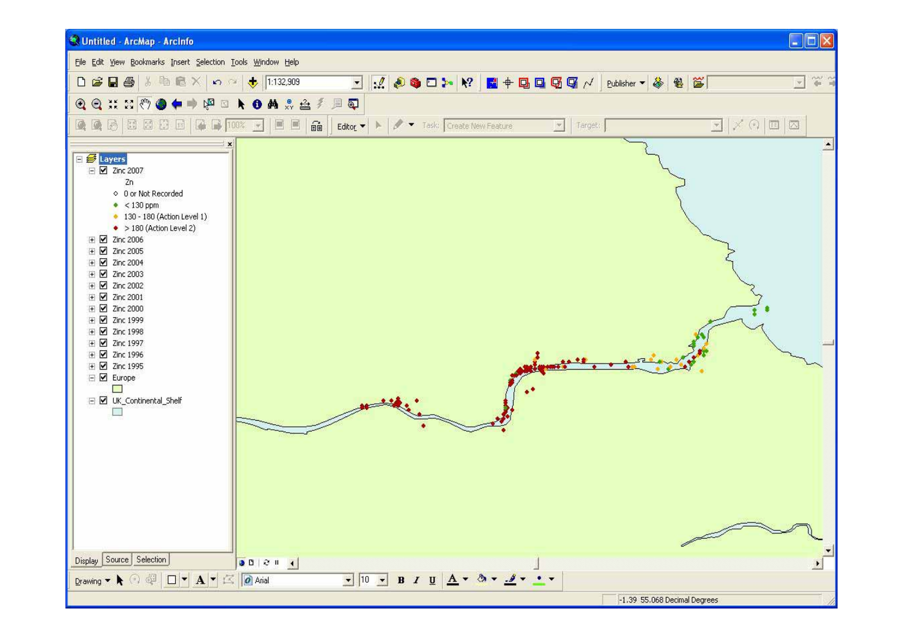Untitled - ArcMap - ArcInfo

File Edit View Bookmarks Insert Selection Tools Window Help

1:132,909

Publisher

Editor Task: Create New Feature Target:

Layers

Zinc 2007

Zn

0 or Not Recorded

< 130 ppm

130 - 180 (Action Level 1)

> 180 (Action Level 2)

Zinc 2006

Zinc 2005

Zinc 2004

Zinc 2003

Zinc 2002

Zinc 2001

Zinc 2000

Zinc 1999

Zinc 1998

Zinc 1997

Zinc 1996

Zinc 1995

Europe

UK_Continental_Shelf

Display Source Selection

Drawing Arial 10

-1.39 55.068 Decimal Degrees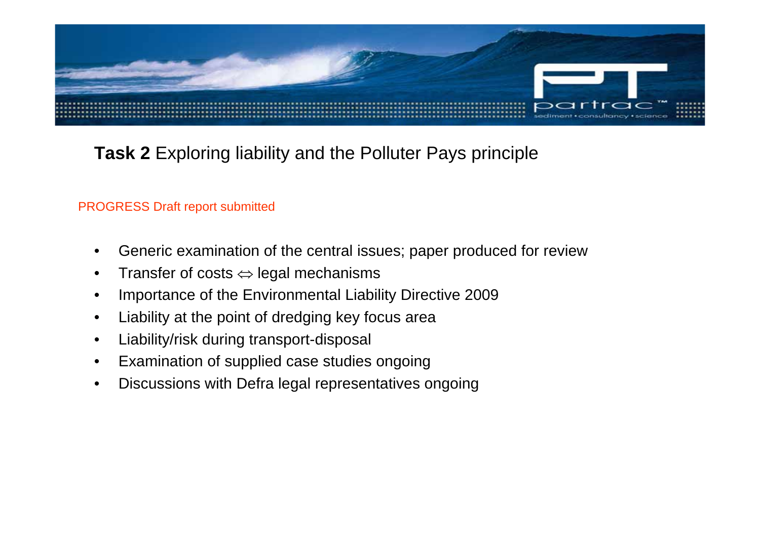## **Task 2** Exploring liability and the Polluter Pays principle

PROGRESS Draft report submitted

- Generic examination of the central issues; paper produced for review
- Transfer of costs ⇔ legal mechanisms
- Importance of the Environmental Liability Directive 2009
- Liability at the point of dredging key focus area
- Liability/risk during transport-disposal
- Examination of supplied case studies ongoing
- Discussions with Defra legal representatives ongoing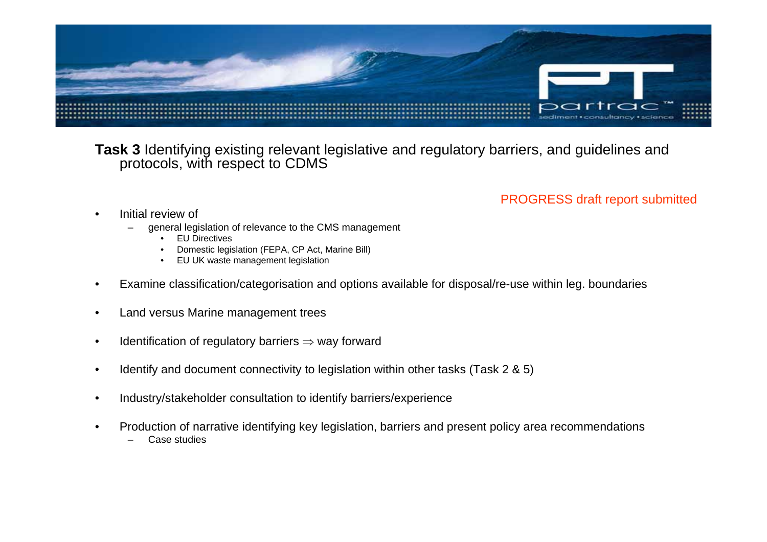**Task 3** Identifying existing relevant legislative and regulatory barriers, and guidelines and protocols, with respect to CDMS

PROGRESS draft report submitted

- Initial review of
  - general legislation of relevance to the CMS management
    - EU Directives
    - Domestic legislation (FEPA, CP Act, Marine Bill)
    - EU UK waste management legislation
- Examine classification/categorisation and options available for disposal/re-use within leg. boundaries
- Land versus Marine management trees
- Identification of regulatory barriers ⇒ way forward
- Identify and document connectivity to legislation within other tasks (Task 2 & 5)
- Industry/stakeholder consultation to identify barriers/experience
- Production of narrative identifying key legislation, barriers and present policy area recommendations
  - Case studies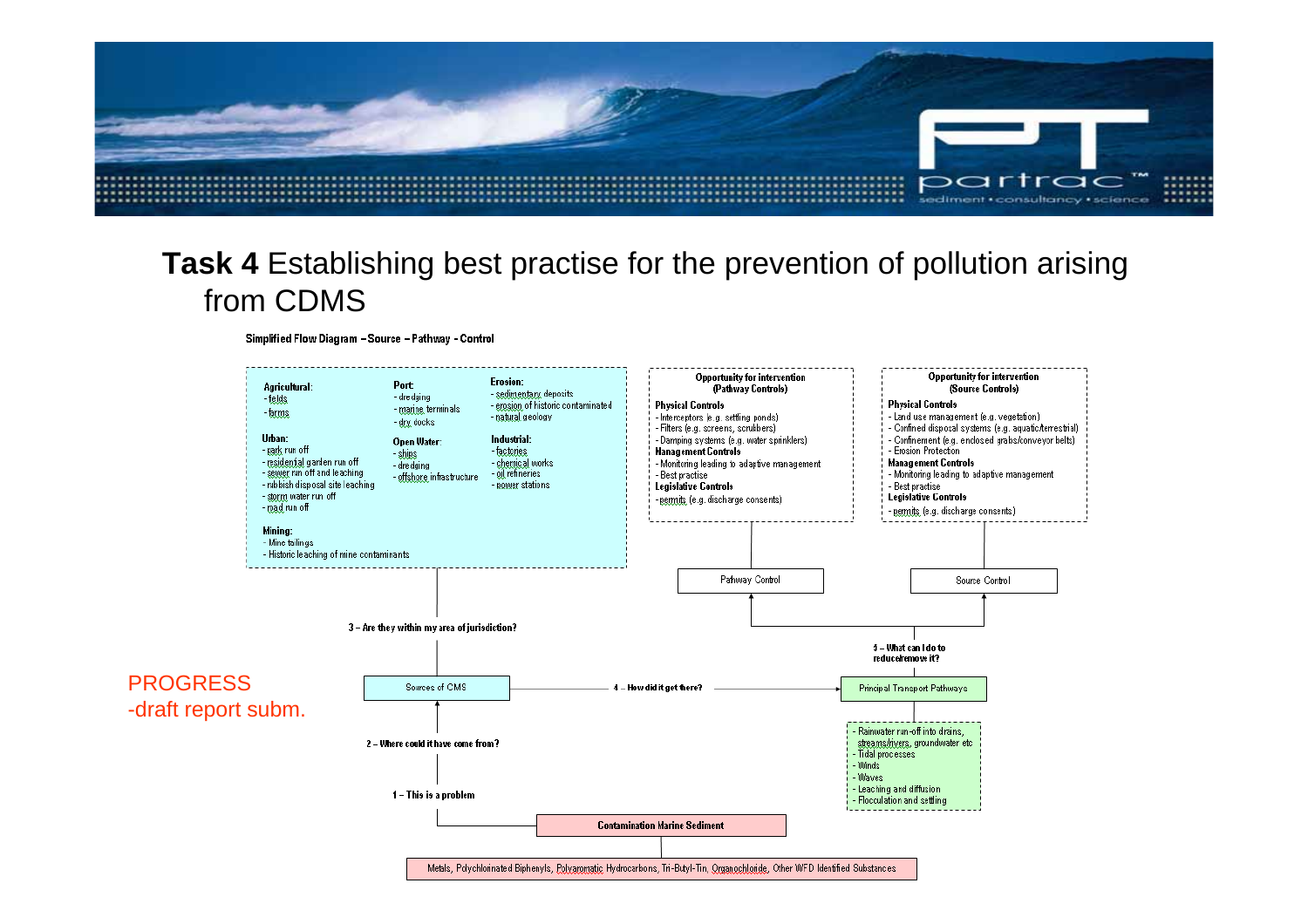# **Task 4** Establishing best practise for the prevention of pollution arising from CDMS

Simplified Flow Diagram – Source – Pathway - Control

**Agricultural:**
- fields
- farms

**Port:**
- dredging
- marine terminals
- dry docks

**Erosion:**
- sedimentary deposits
- erosion of historic contaminated
- natural geology

**Urban:**
- park run off
- residential garden run off
- sewer run off and leaching
- rubbish disposal site leaching
- storm water run off
- road run off

**Open Water:**
- ships
- dredging
- offshore infrastructure

**Industrial:**
- factories
- chemical works
- oil refineries
- power stations

**Mining:**
- Mine tailings
- Historic leaching of mine contaminants

**Opportunity for intervention (Pathway Controls)**

**Physical Controls**
- Interceptors (e.g. settling ponds)
- Filters (e.g. screens, scrubbers)
- Damping systems (e.g. water sprinklers)

**Management Controls**
- Monitoring leading to adaptive management
- Best practise

**Legislative Controls**
- permits (e.g. discharge consents)

**Opportunity for intervention (Source Controls)**

**Physical Controls**
- Land use management (e.g. vegetation)
- Confined disposal systems (e.g. aquatic/terrestrial)
- Confinement (e.g. enclosed grabs/conveyor belts)
- Erosion Protection

**Management Controls**
- Monitoring leading to adaptive management
- Best practise

**Legislative Controls**
- permits (e.g. discharge consents)

Pathway Control

Source Control

3 – Are they within my area of jurisdiction?

5 – What can I do to reduce/remove it?

Sources of CMS

4 – How did it get there?

Principal Transport Pathways

- Rainwater run-off into drains, streams/rivers, groundwater etc
- Tidal processes
- Winds
- Waves
- Leaching and diffusion
- Flocculation and settling

2 – Where could it have come from?

1 – This is a problem

Contamination Marine Sediment

Metals, Polychlorinated Biphenyls, Polyaromatic Hydrocarbons, Tri-Butyl-Tin, Organochloride, Other WFD Identified Substances

PROGRESS
-draft report subm.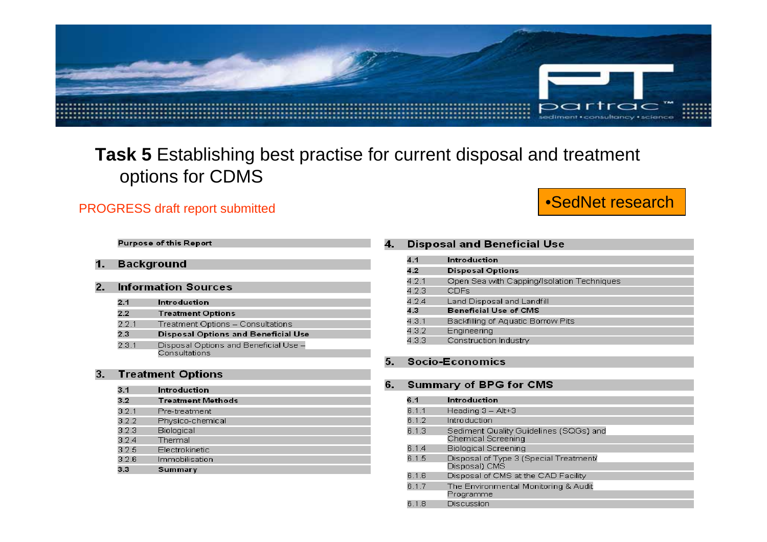# **Task 5** Establishing best practise for current disposal and treatment options for CDMS

PROGRESS draft report submitted

•SedNet research

**Purpose of this Report**

**1. Background**

**2. Information Sources**

| | |
|---|---|
| **2.1** | **Introduction** |
| **2.2** | **Treatment Options** |
| 2.2.1 | Treatment Options – Consultations |
| **2.3** | **Disposal Options and Beneficial Use** |
| 2.3.1 | Disposal Options and Beneficial Use – Consultations |

**3. Treatment Options**

| | |
|---|---|
| **3.1** | **Introduction** |
| **3.2** | **Treatment Methods** |
| 3.2.1 | Pre-treatment |
| 3.2.2 | Physico-chemical |
| 3.2.3 | Biological |
| 3.2.4 | Thermal |
| 3.2.5 | Electrokinetic |
| 3.2.6 | Immobilisation |
| **3.3** | **Summary** |

**4. Disposal and Beneficial Use**

| | |
|---|---|
| **4.1** | **Introduction** |
| **4.2** | **Disposal Options** |
| 4.2.1 | Open Sea with Capping/Isolation Techniques |
| 4.2.3 | CDFs |
| 4.2.4 | Land Disposal and Landfill |
| **4.3** | **Beneficial Use of CMS** |
| 4.3.1 | Backfilling of Aquatic Borrow Pits |
| 4.3.2 | Engineering |
| 4.3.3 | Construction Industry |

**5. Socio-Economics**

**6. Summary of BPG for CMS**

| | |
|---|---|
| **6.1** | **Introduction** |
| 6.1.1 | Heading 3 – Alt+3 |
| 6.1.2 | Introduction |
| 6.1.3 | Sediment Quality Guidelines (SQGs) and Chemical Screening |
| 6.1.4 | Biological Screening |
| 6.1.5 | Disposal of Type 3 (Special Treatment/ Disposal) CMS |
| 6.1.6 | Disposal of CMS at the CAD Facility |
| 6.1.7 | The Environmental Monitoring & Audit Programme |
| 6.1.8 | Discussion |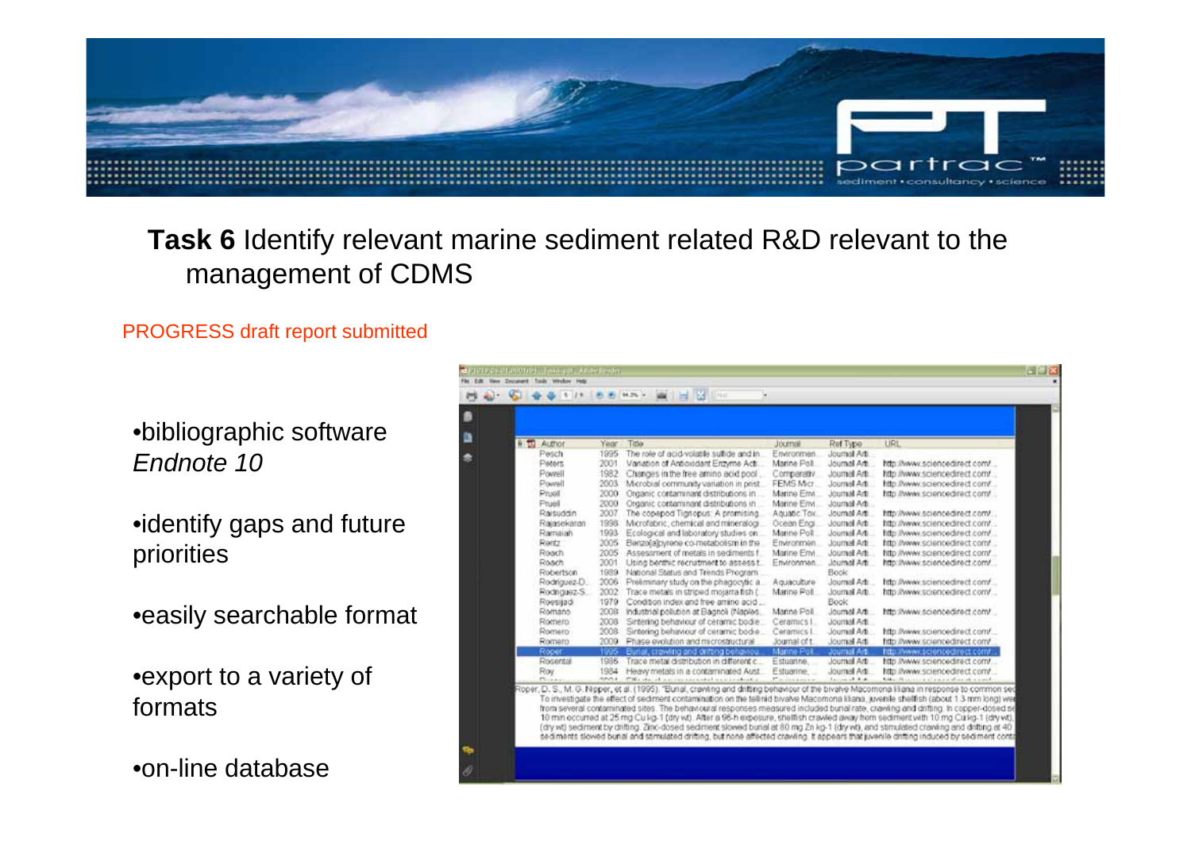**Task 6** Identify relevant marine sediment related R&D relevant to the management of CDMS

PROGRESS draft report submitted

- bibliographic software *Endnote 10*
- identify gaps and future priorities
- easily searchable format
- export to a variety of formats
- on-line database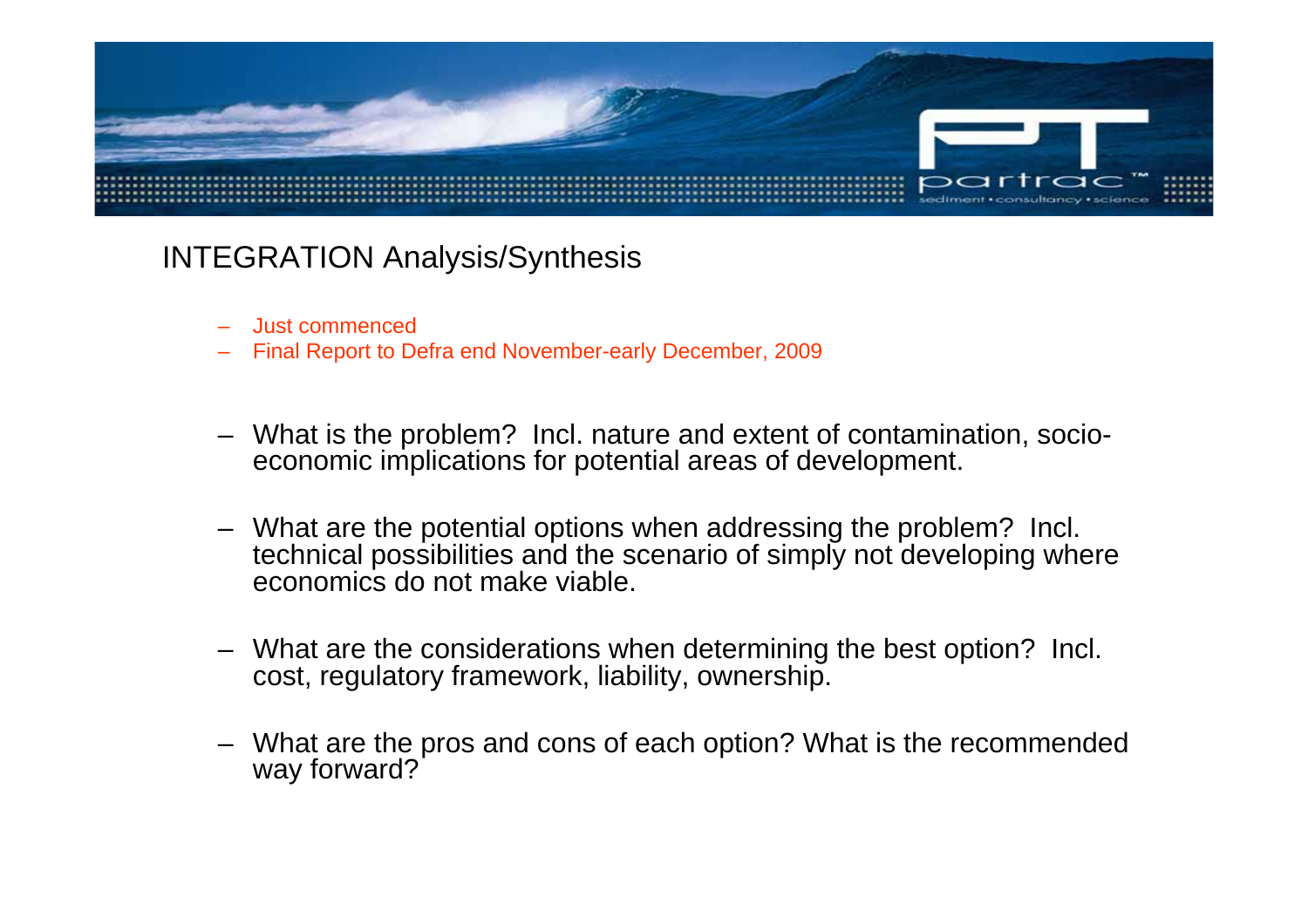## INTEGRATION Analysis/Synthesis

- Just commenced
- Final Report to Defra end November-early December, 2009

- What is the problem? Incl. nature and extent of contamination, socio-economic implications for potential areas of development.

- What are the potential options when addressing the problem? Incl. technical possibilities and the scenario of simply not developing where economics do not make viable.

- What are the considerations when determining the best option? Incl. cost, regulatory framework, liability, ownership.

- What are the pros and cons of each option? What is the recommended way forward?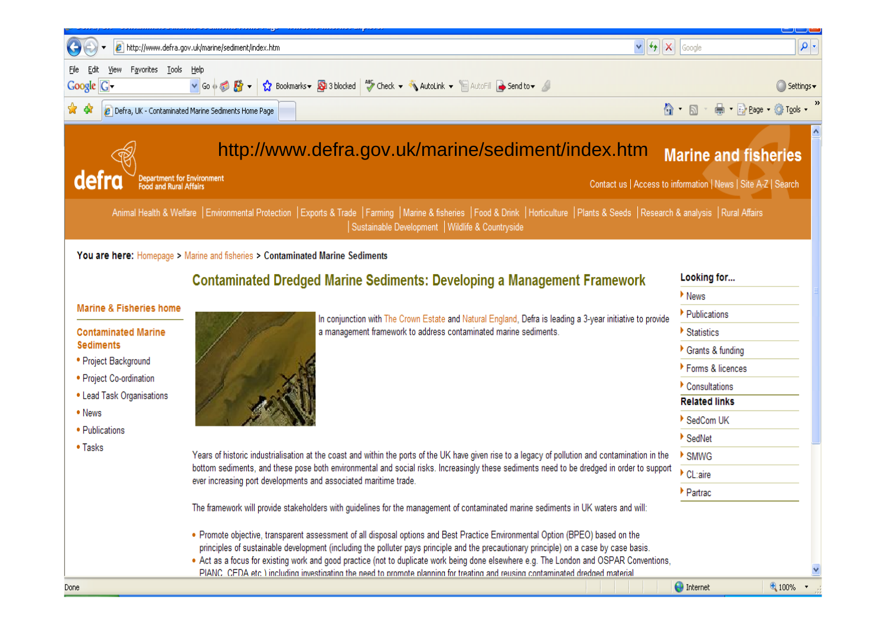http://www.defra.gov.uk/marine/sediment/index.htm

**Marine and fisheries**

defra — Department for Environment Food and Rural Affairs

Contact us | Access to information | News | Site A-Z | Search

Animal Health & Welfare | Environmental Protection | Exports & Trade | Farming | Marine & fisheries | Food & Drink | Horticulture | Plants & Seeds | Research & analysis | Rural Affairs | Sustainable Development | Wildlife & Countryside

**You are here:** Homepage > Marine and fisheries > **Contaminated Marine Sediments**

## Contaminated Dredged Marine Sediments: Developing a Management Framework

In conjunction with The Crown Estate and Natural England, Defra is leading a 3-year initiative to provide a management framework to address contaminated marine sediments.

Years of historic industrialisation at the coast and within the ports of the UK have given rise to a legacy of pollution and contamination in the bottom sediments, and these pose both environmental and social risks. Increasingly these sediments need to be dredged in order to support ever increasing port developments and associated maritime trade.

The framework will provide stakeholders with guidelines for the management of contaminated marine sediments in UK waters and will:

- Promote objective, transparent assessment of all disposal options and Best Practice Environmental Option (BPEO) based on the principles of sustainable development (including the polluter pays principle and the precautionary principle) on a case by case basis.
- Act as a focus for existing work and good practice (not to duplicate work being done elsewhere e.g. The London and OSPAR Conventions, PIANC, CEDA etc.) including investigating the need to promote planning for treating and reusing contaminated dredged material

**Marine & Fisheries home**

**Contaminated Marine Sediments**

- Project Background
- Project Co-ordination
- Lead Task Organisations
- News
- Publications
- Tasks

**Looking for...**

- News
- Publications
- Statistics
- Grants & funding
- Forms & licences
- Consultations

**Related links**

- SedCom UK
- SedNet
- SMWG
- CL:aire
- Partrac